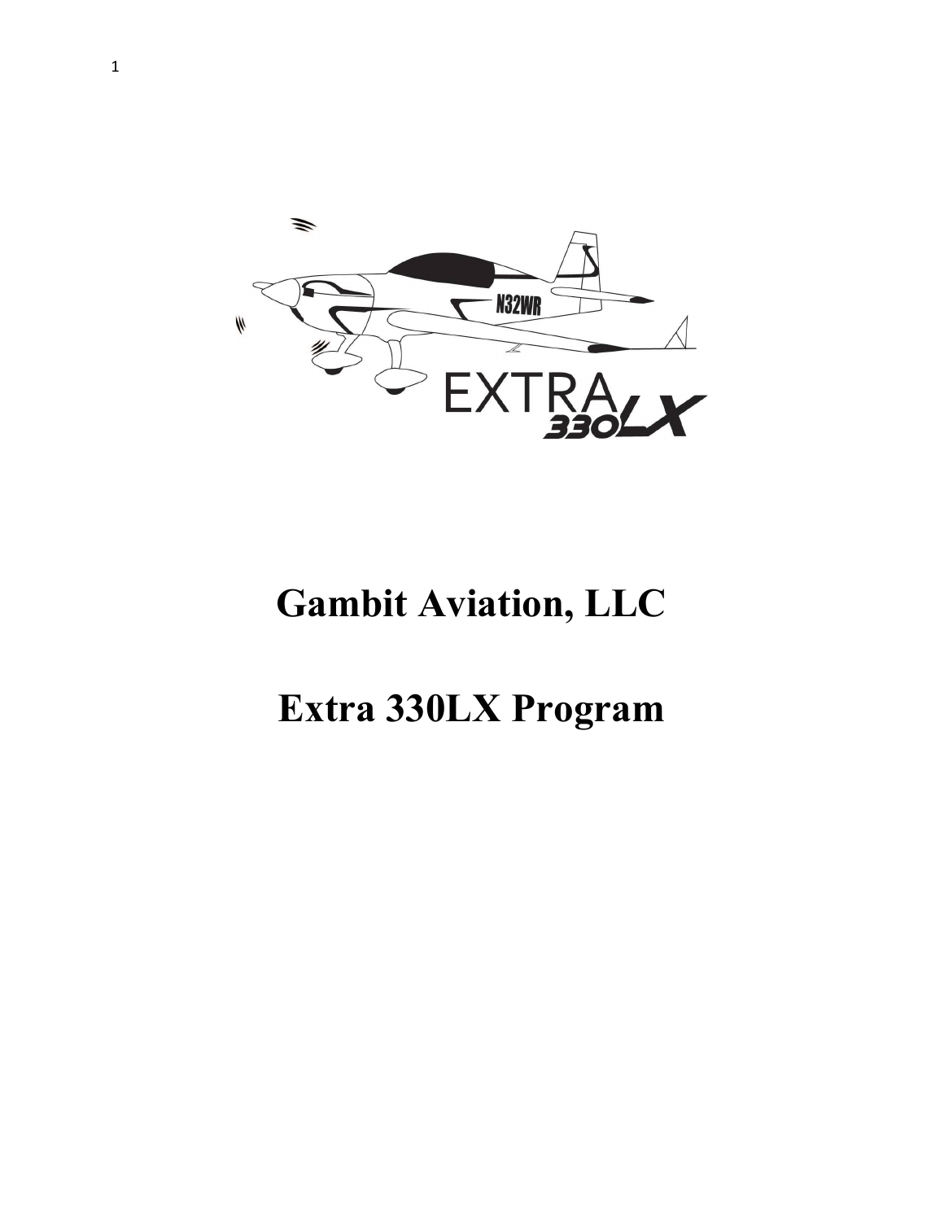# Gambit Aviation, LLC

# Extra 330LX Program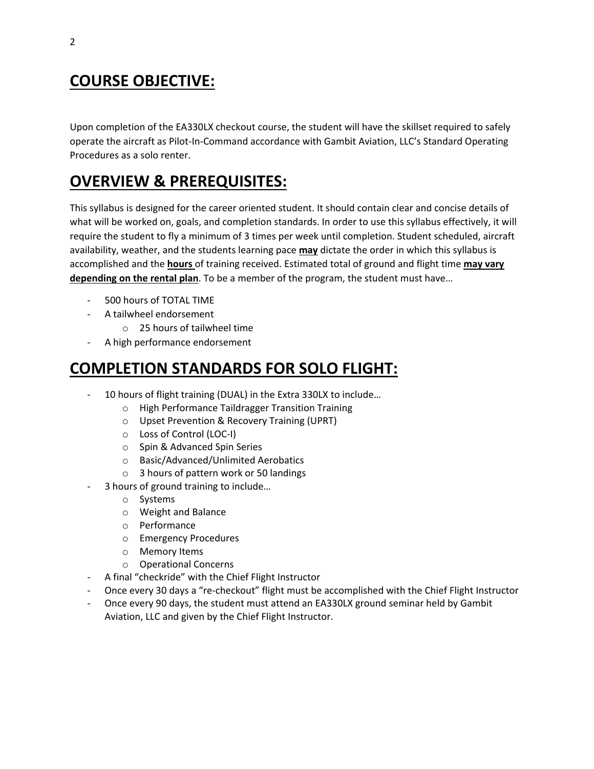## COURSE OBJECTIVE:

Upon completion of the EA330LX checkout course, the student will have the skillset required to safely operate the aircraft as Pilot-In-Command accordance with Gambit Aviation, LLC's Standard Operating Procedures as a solo renter.

## OVERVIEW & PREREQUISITES:

This syllabus is designed for the career oriented student. It should contain clear and concise details of what will be worked on, goals, and completion standards. In order to use this syllabus effectively, it will require the student to fly a minimum of 3 times per week until completion. Student scheduled, aircraft availability, weather, and the students learning pace **may** dictate the order in which this syllabus is accomplished and the **hours** of training received. Estimated total of ground and flight time **may vary depending on the rental plan**. To be a member of the program, the student must have…

- 500 hours of TOTAL TIME
- A tailwheel endorsement
  - 25 hours of tailwheel time
- A high performance endorsement

## COMPLETION STANDARDS FOR SOLO FLIGHT:

- 10 hours of flight training (DUAL) in the Extra 330LX to include…
  - High Performance Taildragger Transition Training
  - Upset Prevention & Recovery Training (UPRT)
  - Loss of Control (LOC-I)
  - Spin & Advanced Spin Series
  - Basic/Advanced/Unlimited Aerobatics
  - 3 hours of pattern work or 50 landings
- 3 hours of ground training to include…
  - Systems
  - Weight and Balance
  - Performance
  - Emergency Procedures
  - Memory Items
  - Operational Concerns
- A final "checkride" with the Chief Flight Instructor
- Once every 30 days a "re-checkout" flight must be accomplished with the Chief Flight Instructor
- Once every 90 days, the student must attend an EA330LX ground seminar held by Gambit Aviation, LLC and given by the Chief Flight Instructor.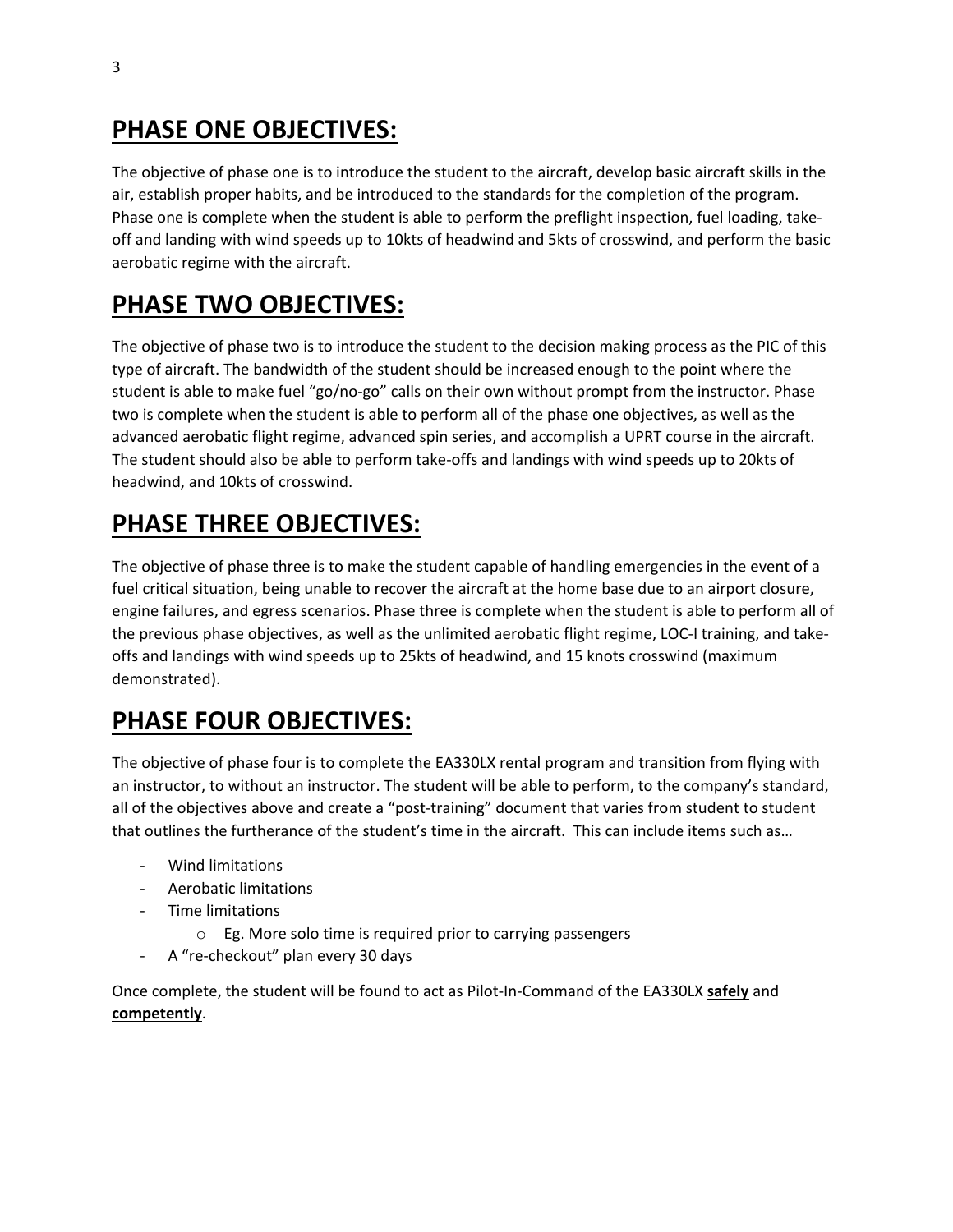## **PHASE ONE OBJECTIVES:**

The objective of phase one is to introduce the student to the aircraft, develop basic aircraft skills in the air, establish proper habits, and be introduced to the standards for the completion of the program. Phase one is complete when the student is able to perform the preflight inspection, fuel loading, take-off and landing with wind speeds up to 10kts of headwind and 5kts of crosswind, and perform the basic aerobatic regime with the aircraft.

## **PHASE TWO OBJECTIVES:**

The objective of phase two is to introduce the student to the decision making process as the PIC of this type of aircraft. The bandwidth of the student should be increased enough to the point where the student is able to make fuel "go/no-go" calls on their own without prompt from the instructor. Phase two is complete when the student is able to perform all of the phase one objectives, as well as the advanced aerobatic flight regime, advanced spin series, and accomplish a UPRT course in the aircraft. The student should also be able to perform take-offs and landings with wind speeds up to 20kts of headwind, and 10kts of crosswind.

## **PHASE THREE OBJECTIVES:**

The objective of phase three is to make the student capable of handling emergencies in the event of a fuel critical situation, being unable to recover the aircraft at the home base due to an airport closure, engine failures, and egress scenarios. Phase three is complete when the student is able to perform all of the previous phase objectives, as well as the unlimited aerobatic flight regime, LOC-I training, and take-offs and landings with wind speeds up to 25kts of headwind, and 15 knots crosswind (maximum demonstrated).

## **PHASE FOUR OBJECTIVES:**

The objective of phase four is to complete the EA330LX rental program and transition from flying with an instructor, to without an instructor. The student will be able to perform, to the company's standard, all of the objectives above and create a "post-training" document that varies from student to student that outlines the furtherance of the student's time in the aircraft. This can include items such as…

- Wind limitations
- Aerobatic limitations
- Time limitations
  - Eg. More solo time is required prior to carrying passengers
- A "re-checkout" plan every 30 days

Once complete, the student will be found to act as Pilot-In-Command of the EA330LX **safely** and **competently**.